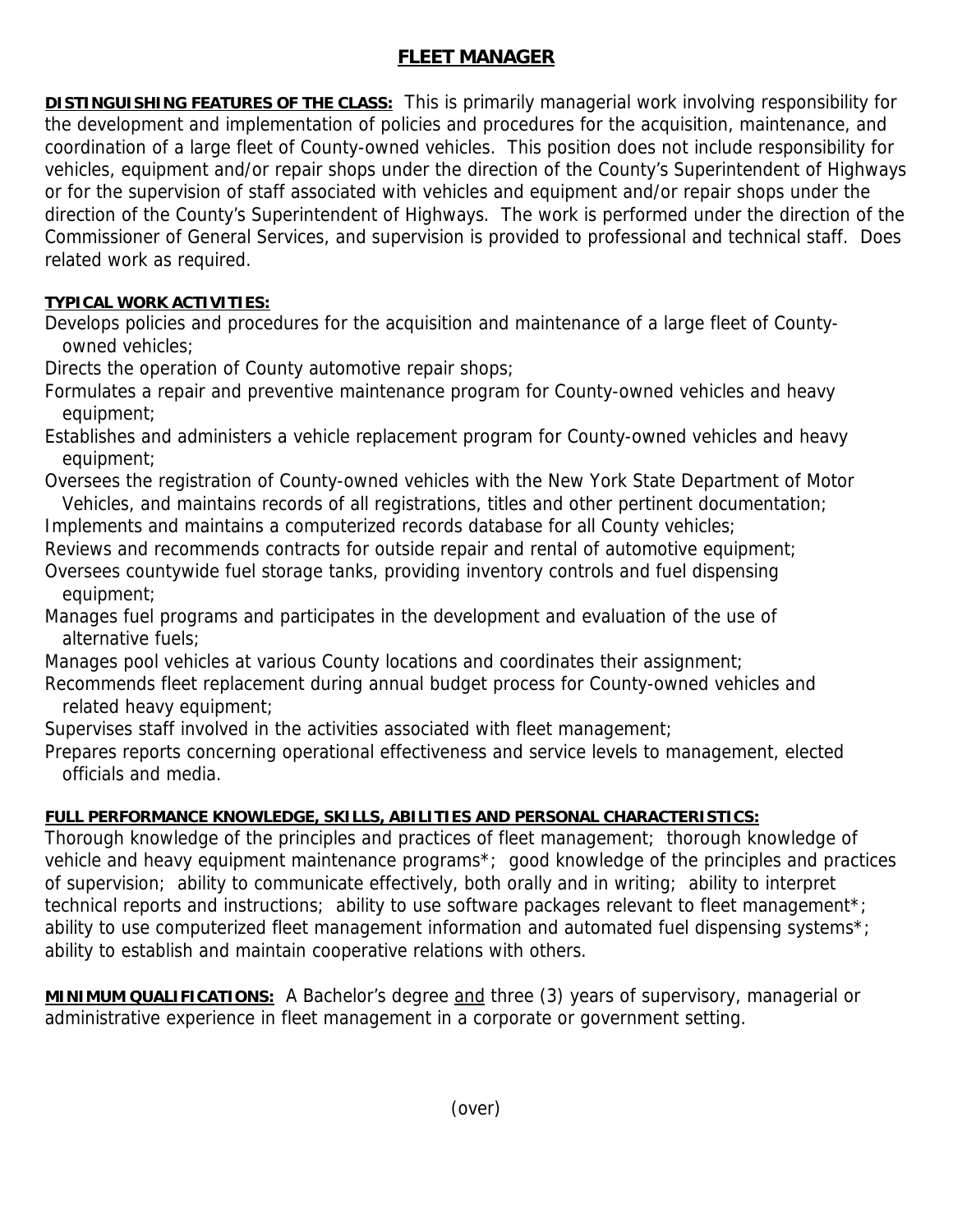# FLEET MANAGER

**DISTINGUISHING FEATURES OF THE CLASS:** This is primarily managerial work involving responsibility for the development and implementation of policies and procedures for the acquisition, maintenance, and coordination of a large fleet of County-owned vehicles. This position does not include responsibility for vehicles, equipment and/or repair shops under the direction of the County's Superintendent of Highways or for the supervision of staff associated with vehicles and equipment and/or repair shops under the direction of the County's Superintendent of Highways. The work is performed under the direction of the Commissioner of General Services, and supervision is provided to professional and technical staff. Does related work as required.

**TYPICAL WORK ACTIVITIES:**

Develops policies and procedures for the acquisition and maintenance of a large fleet of County-owned vehicles;

Directs the operation of County automotive repair shops;

Formulates a repair and preventive maintenance program for County-owned vehicles and heavy equipment;

Establishes and administers a vehicle replacement program for County-owned vehicles and heavy equipment;

Oversees the registration of County-owned vehicles with the New York State Department of Motor Vehicles, and maintains records of all registrations, titles and other pertinent documentation;

Implements and maintains a computerized records database for all County vehicles;

Reviews and recommends contracts for outside repair and rental of automotive equipment;

Oversees countywide fuel storage tanks, providing inventory controls and fuel dispensing equipment;

Manages fuel programs and participates in the development and evaluation of the use of alternative fuels;

Manages pool vehicles at various County locations and coordinates their assignment;

Recommends fleet replacement during annual budget process for County-owned vehicles and related heavy equipment;

Supervises staff involved in the activities associated with fleet management;

Prepares reports concerning operational effectiveness and service levels to management, elected officials and media.

**FULL PERFORMANCE KNOWLEDGE, SKILLS, ABILITIES AND PERSONAL CHARACTERISTICS:**

Thorough knowledge of the principles and practices of fleet management; thorough knowledge of vehicle and heavy equipment maintenance programs*; good knowledge of the principles and practices of supervision; ability to communicate effectively, both orally and in writing; ability to interpret technical reports and instructions; ability to use software packages relevant to fleet management*; ability to use computerized fleet management information and automated fuel dispensing systems*; ability to establish and maintain cooperative relations with others.

**MINIMUM QUALIFICATIONS:** A Bachelor's degree and three (3) years of supervisory, managerial or administrative experience in fleet management in a corporate or government setting.

(over)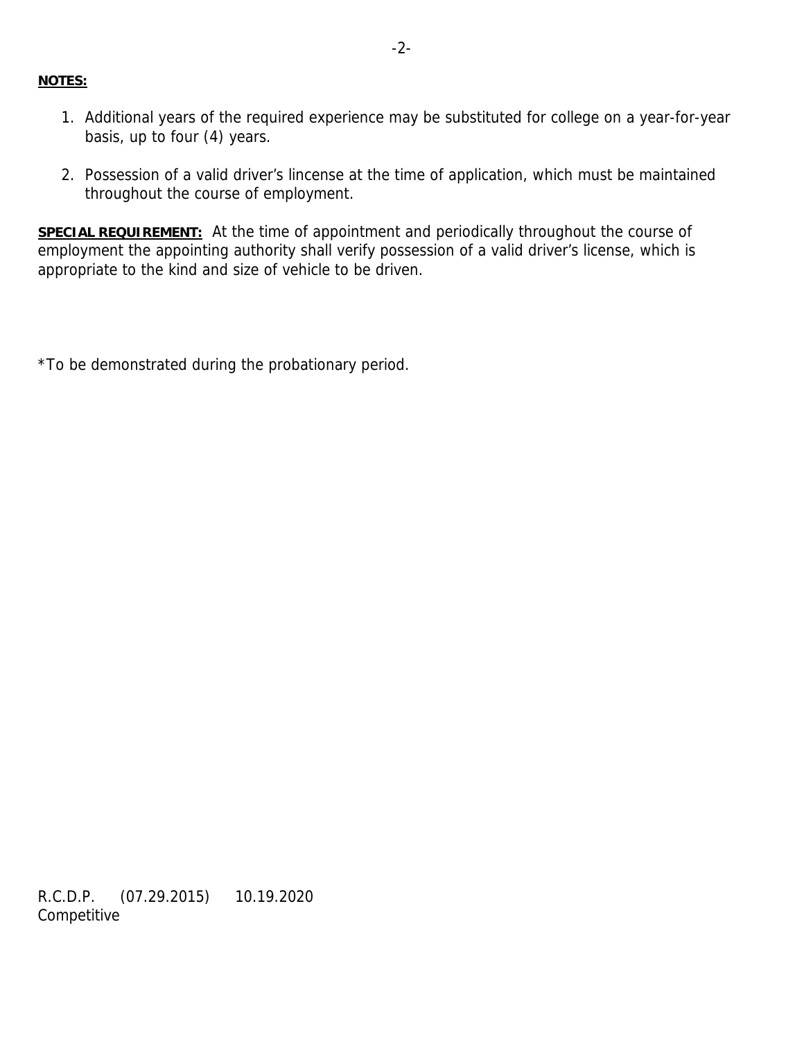**NOTES:**

1. Additional years of the required experience may be substituted for college on a year-for-year basis, up to four (4) years.

2. Possession of a valid driver's lincense at the time of application, which must be maintained throughout the course of employment.

**SPECIAL REQUIREMENT:** At the time of appointment and periodically throughout the course of employment the appointing authority shall verify possession of a valid driver's license, which is appropriate to the kind and size of vehicle to be driven.

*To be demonstrated during the probationary period.

R.C.D.P. (07.29.2015) 10.19.2020
Competitive